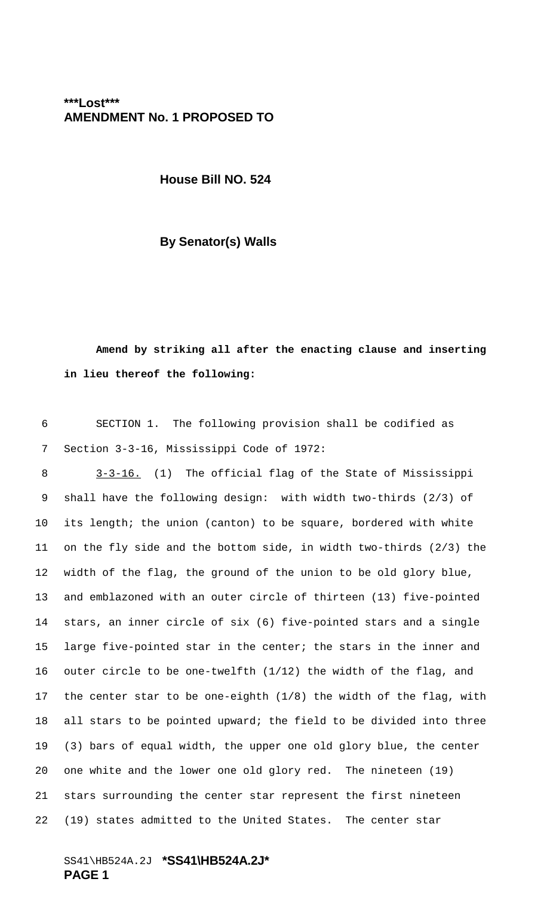**\*\*\*Lost\*\*\***
**AMENDMENT No. 1 PROPOSED TO**

**House Bill NO. 524**

**By Senator(s) Walls**

**Amend by striking all after the enacting clause and inserting in lieu thereof the following:**

SECTION 1. The following provision shall be codified as Section 3-3-16, Mississippi Code of 1972:

3-3-16. (1) The official flag of the State of Mississippi shall have the following design: with width two-thirds (2/3) of its length; the union (canton) to be square, bordered with white on the fly side and the bottom side, in width two-thirds (2/3) the width of the flag, the ground of the union to be old glory blue, and emblazoned with an outer circle of thirteen (13) five-pointed stars, an inner circle of six (6) five-pointed stars and a single large five-pointed star in the center; the stars in the inner and outer circle to be one-twelfth (1/12) the width of the flag, and the center star to be one-eighth (1/8) the width of the flag, with all stars to be pointed upward; the field to be divided into three (3) bars of equal width, the upper one old glory blue, the center one white and the lower one old glory red. The nineteen (19) stars surrounding the center star represent the first nineteen (19) states admitted to the United States. The center star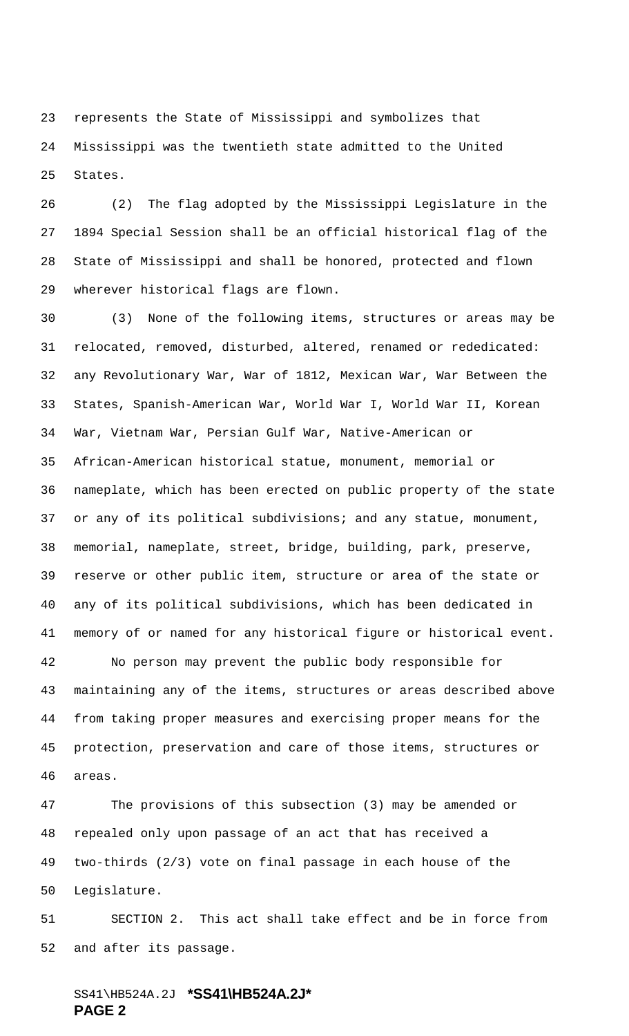represents the State of Mississippi and symbolizes that Mississippi was the twentieth state admitted to the United States.

(2) The flag adopted by the Mississippi Legislature in the 1894 Special Session shall be an official historical flag of the State of Mississippi and shall be honored, protected and flown wherever historical flags are flown.

(3) None of the following items, structures or areas may be relocated, removed, disturbed, altered, renamed or rededicated: any Revolutionary War, War of 1812, Mexican War, War Between the States, Spanish-American War, World War I, World War II, Korean War, Vietnam War, Persian Gulf War, Native-American or African-American historical statue, monument, memorial or nameplate, which has been erected on public property of the state or any of its political subdivisions; and any statue, monument, memorial, nameplate, street, bridge, building, park, preserve, reserve or other public item, structure or area of the state or any of its political subdivisions, which has been dedicated in memory of or named for any historical figure or historical event.

No person may prevent the public body responsible for maintaining any of the items, structures or areas described above from taking proper measures and exercising proper means for the protection, preservation and care of those items, structures or areas.

The provisions of this subsection (3) may be amended or repealed only upon passage of an act that has received a two-thirds (2/3) vote on final passage in each house of the Legislature.

SECTION 2. This act shall take effect and be in force from and after its passage.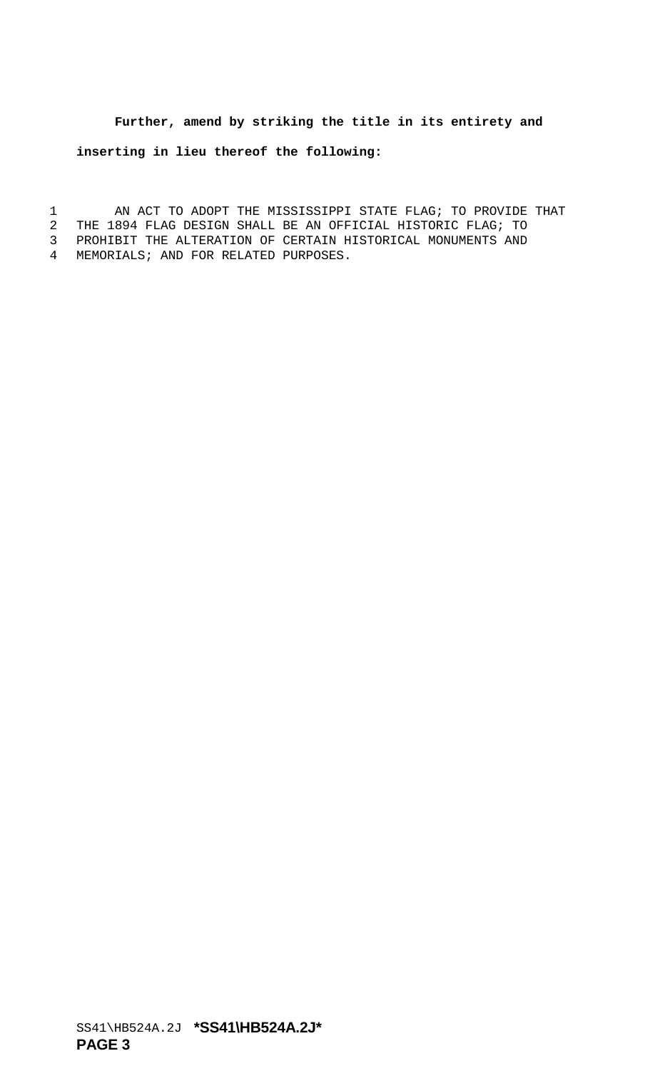**Further, amend by striking the title in its entirety and inserting in lieu thereof the following:**

1 AN ACT TO ADOPT THE MISSISSIPPI STATE FLAG; TO PROVIDE THAT
2 THE 1894 FLAG DESIGN SHALL BE AN OFFICIAL HISTORIC FLAG; TO
3 PROHIBIT THE ALTERATION OF CERTAIN HISTORICAL MONUMENTS AND
4 MEMORIALS; AND FOR RELATED PURPOSES.

SS41\HB524A.2J **\*SS41\HB524A.2J\***